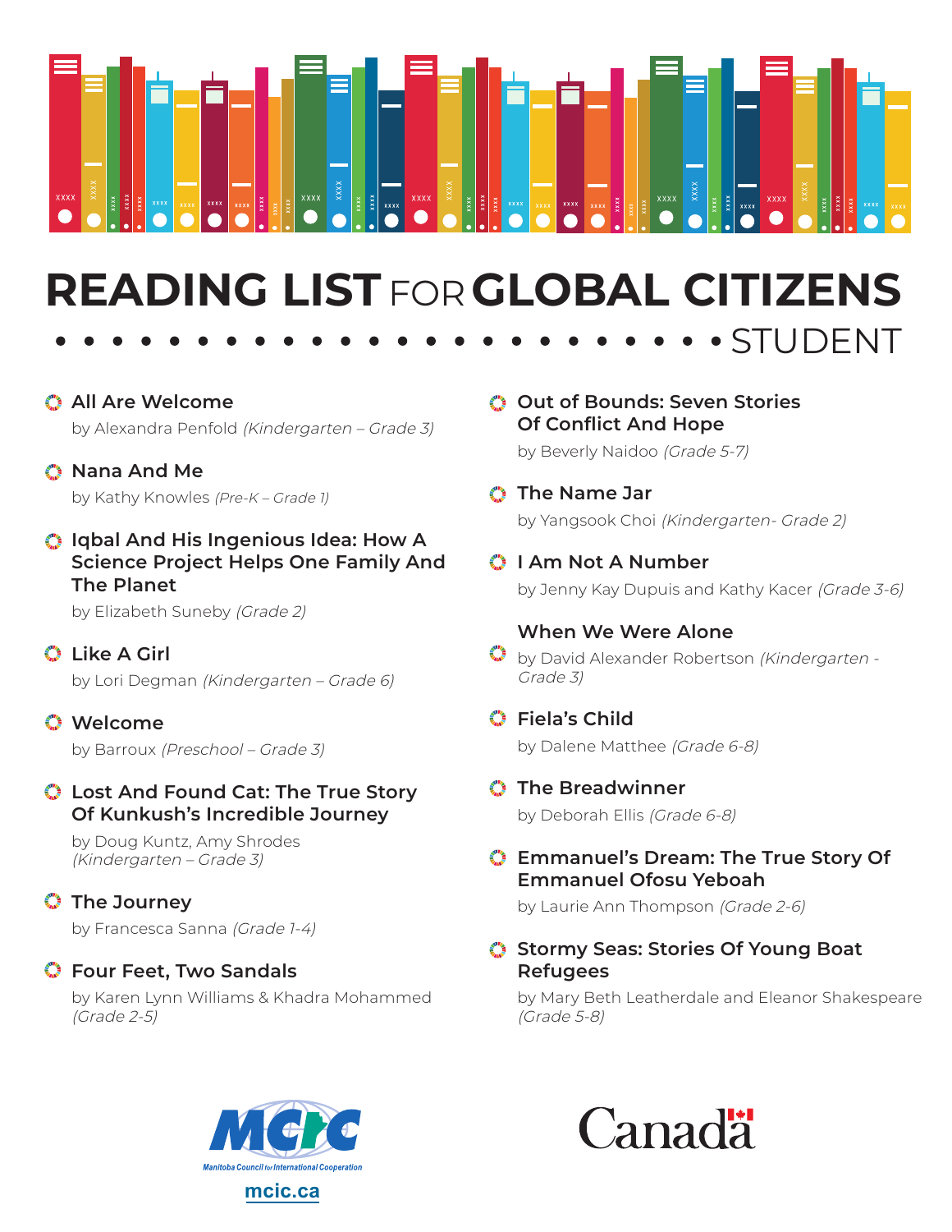# READING LIST FOR GLOBAL CITIZENS

STUDENT

- **All Are Welcome**
  by Alexandra Penfold *(Kindergarten – Grade 3)*

- **Nana And Me**
  by Kathy Knowles *(Pre-K – Grade 1)*

- **Iqbal And His Ingenious Idea: How A Science Project Helps One Family And The Planet**
  by Elizabeth Suneby *(Grade 2)*

- **Like A Girl**
  by Lori Degman *(Kindergarten – Grade 6)*

- **Welcome**
  by Barroux *(Preschool – Grade 3)*

- **Lost And Found Cat: The True Story Of Kunkush's Incredible Journey**
  by Doug Kuntz, Amy Shrodes *(Kindergarten – Grade 3)*

- **The Journey**
  by Francesca Sanna *(Grade 1-4)*

- **Four Feet, Two Sandals**
  by Karen Lynn Williams & Khadra Mohammed *(Grade 2-5)*

- **Out of Bounds: Seven Stories Of Conflict And Hope**
  by Beverly Naidoo *(Grade 5-7)*

- **The Name Jar**
  by Yangsook Choi *(Kindergarten- Grade 2)*

- **I Am Not A Number**
  by Jenny Kay Dupuis and Kathy Kacer *(Grade 3-6)*

- **When We Were Alone**
  by David Alexander Robertson *(Kindergarten - Grade 3)*

- **Fiela's Child**
  by Dalene Matthee *(Grade 6-8)*

- **The Breadwinner**
  by Deborah Ellis *(Grade 6-8)*

- **Emmanuel's Dream: The True Story Of Emmanuel Ofosu Yeboah**
  by Laurie Ann Thompson *(Grade 2-6)*

- **Stormy Seas: Stories Of Young Boat Refugees**
  by Mary Beth Leatherdale and Eleanor Shakespeare *(Grade 5-8)*

MCIC – Manitoba Council for International Cooperation

mcic.ca

Canada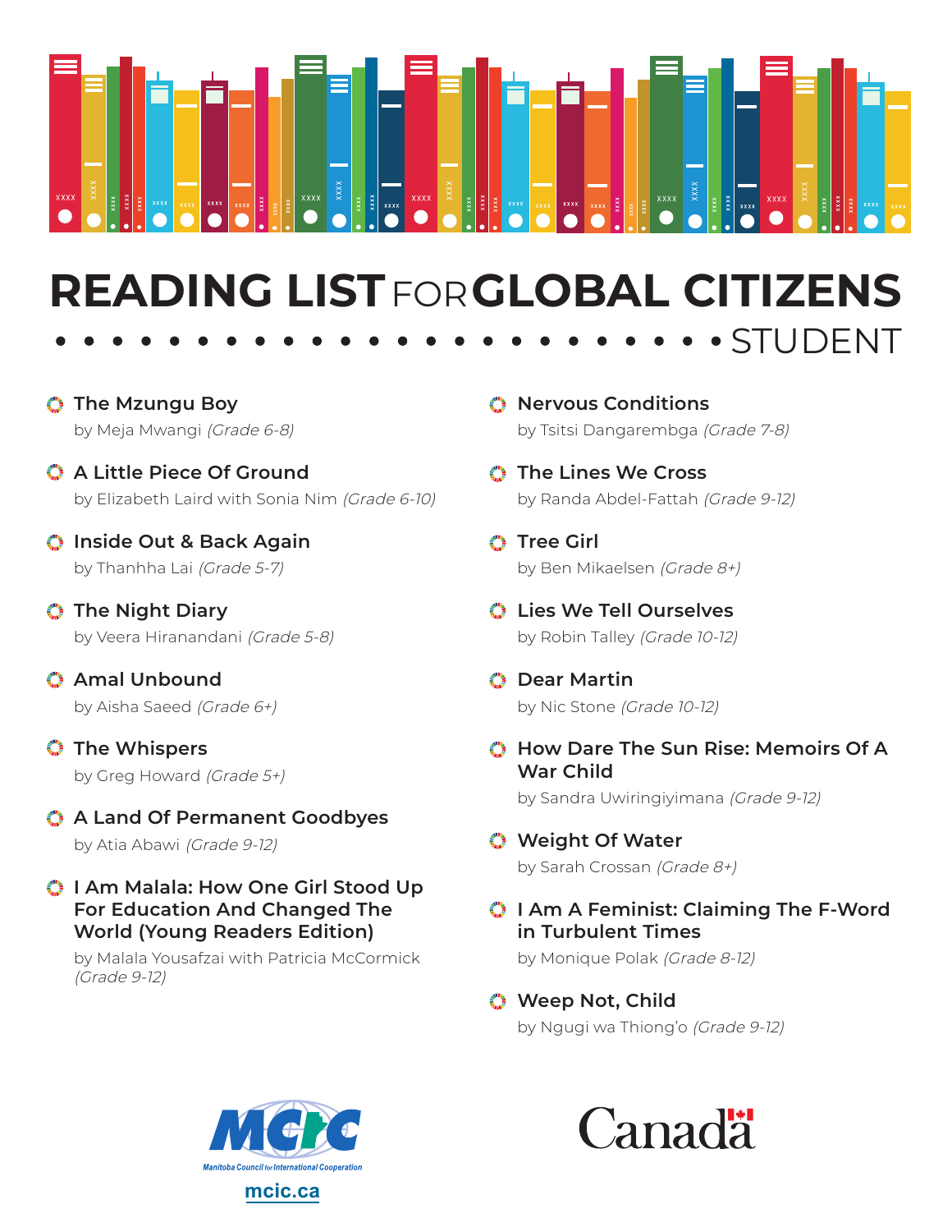# READING LIST FOR GLOBAL CITIZENS

STUDENT

- **The Mzungu Boy**
  by Meja Mwangi *(Grade 6-8)*
- **A Little Piece Of Ground**
  by Elizabeth Laird with Sonia Nim *(Grade 6-10)*
- **Inside Out & Back Again**
  by Thanhha Lai *(Grade 5-7)*
- **The Night Diary**
  by Veera Hiranandani *(Grade 5-8)*
- **Amal Unbound**
  by Aisha Saeed *(Grade 6+)*
- **The Whispers**
  by Greg Howard *(Grade 5+)*
- **A Land Of Permanent Goodbyes**
  by Atia Abawi *(Grade 9-12)*
- **I Am Malala: How One Girl Stood Up For Education And Changed The World (Young Readers Edition)**
  by Malala Yousafzai with Patricia McCormick *(Grade 9-12)*
- **Nervous Conditions**
  by Tsitsi Dangarembga *(Grade 7-8)*
- **The Lines We Cross**
  by Randa Abdel-Fattah *(Grade 9-12)*
- **Tree Girl**
  by Ben Mikaelsen *(Grade 8+)*
- **Lies We Tell Ourselves**
  by Robin Talley *(Grade 10-12)*
- **Dear Martin**
  by Nic Stone *(Grade 10-12)*
- **How Dare The Sun Rise: Memoirs Of A War Child**
  by Sandra Uwiringiyimana *(Grade 9-12)*
- **Weight Of Water**
  by Sarah Crossan *(Grade 8+)*
- **I Am A Feminist: Claiming The F-Word in Turbulent Times**
  by Monique Polak *(Grade 8-12)*
- **Weep Not, Child**
  by Ngugi wa Thiong'o *(Grade 9-12)*

MCIC
Manitoba Council for International Cooperation
mcic.ca

Canada